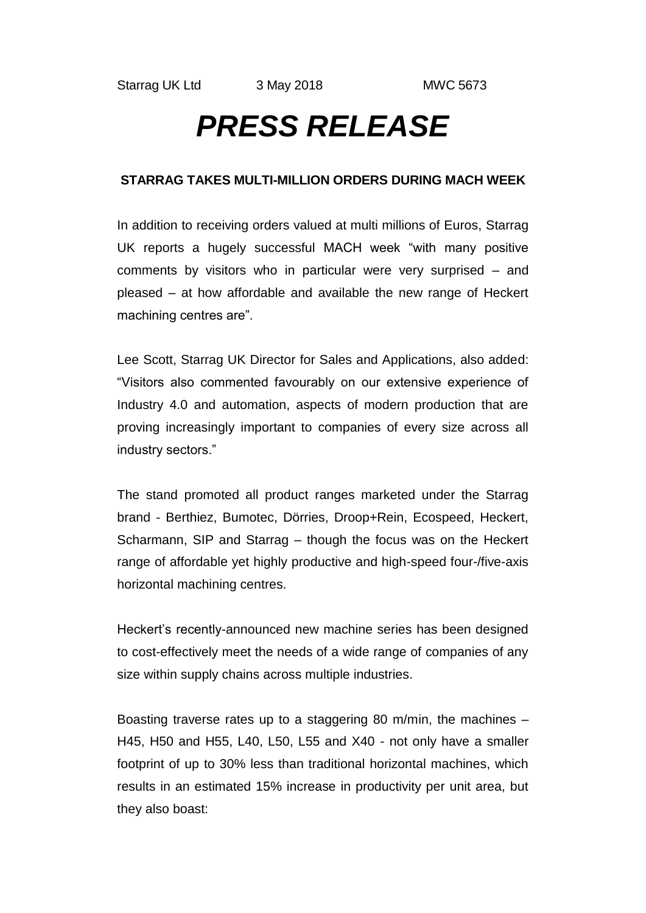Starrag UK Ltd 3 May 2018 MWC 5673

# *PRESS RELEASE*

**STARRAG TAKES MULTI-MILLION ORDERS DURING MACH WEEK**

In addition to receiving orders valued at multi millions of Euros, Starrag UK reports a hugely successful MACH week "with many positive comments by visitors who in particular were very surprised – and pleased – at how affordable and available the new range of Heckert machining centres are".

Lee Scott, Starrag UK Director for Sales and Applications, also added: "Visitors also commented favourably on our extensive experience of Industry 4.0 and automation, aspects of modern production that are proving increasingly important to companies of every size across all industry sectors."

The stand promoted all product ranges marketed under the Starrag brand - Berthiez, Bumotec, Dörries, Droop+Rein, Ecospeed, Heckert, Scharmann, SIP and Starrag – though the focus was on the Heckert range of affordable yet highly productive and high-speed four-/five-axis horizontal machining centres.

Heckert's recently-announced new machine series has been designed to cost-effectively meet the needs of a wide range of companies of any size within supply chains across multiple industries.

Boasting traverse rates up to a staggering 80 m/min, the machines – H45, H50 and H55, L40, L50, L55 and X40 - not only have a smaller footprint of up to 30% less than traditional horizontal machines, which results in an estimated 15% increase in productivity per unit area, but they also boast: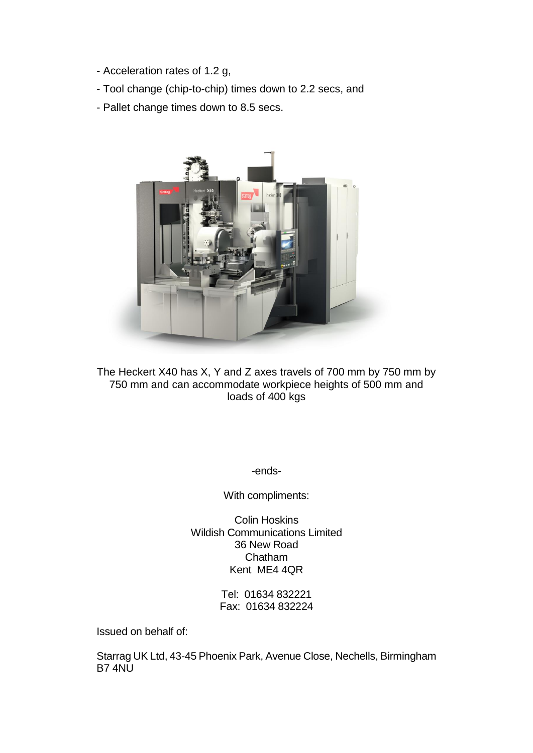- Acceleration rates of 1.2 g,
- Tool change (chip-to-chip) times down to 2.2 secs, and
- Pallet change times down to 8.5 secs.

The Heckert X40 has X, Y and Z axes travels of 700 mm by 750 mm by 750 mm and can accommodate workpiece heights of 500 mm and loads of 400 kgs

-ends-

With compliments:

Colin Hoskins
Wildish Communications Limited
36 New Road
Chatham
Kent ME4 4QR

Tel: 01634 832221
Fax: 01634 832224

Issued on behalf of:

Starrag UK Ltd, 43-45 Phoenix Park, Avenue Close, Nechells, Birmingham B7 4NU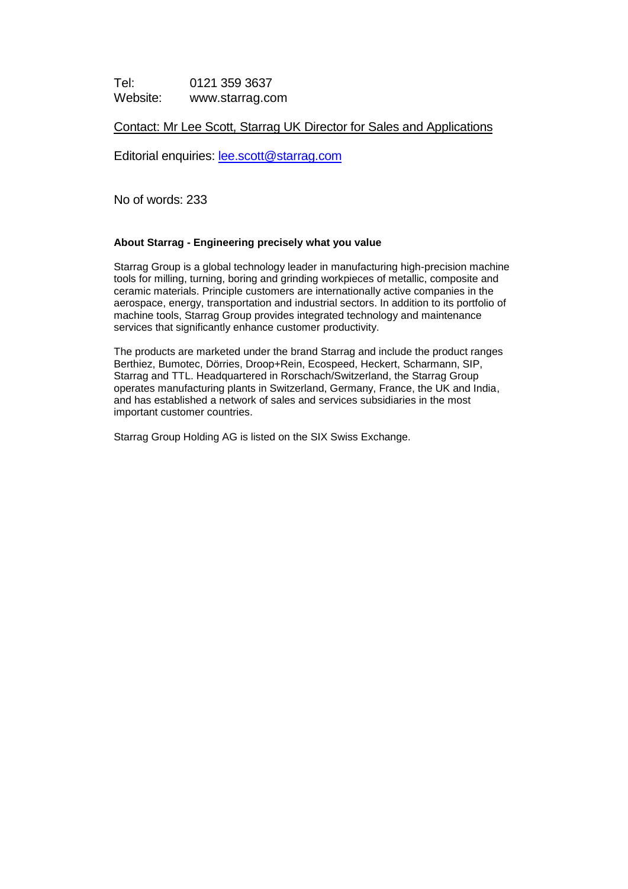Tel: 0121 359 3637
Website: www.starrag.com

Contact: Mr Lee Scott, Starrag UK Director for Sales and Applications

Editorial enquiries: lee.scott@starrag.com

No of words: 233

**About Starrag - Engineering precisely what you value**

Starrag Group is a global technology leader in manufacturing high-precision machine tools for milling, turning, boring and grinding workpieces of metallic, composite and ceramic materials. Principle customers are internationally active companies in the aerospace, energy, transportation and industrial sectors. In addition to its portfolio of machine tools, Starrag Group provides integrated technology and maintenance services that significantly enhance customer productivity.

The products are marketed under the brand Starrag and include the product ranges Berthiez, Bumotec, Dörries, Droop+Rein, Ecospeed, Heckert, Scharmann, SIP, Starrag and TTL. Headquartered in Rorschach/Switzerland, the Starrag Group operates manufacturing plants in Switzerland, Germany, France, the UK and India, and has established a network of sales and services subsidiaries in the most important customer countries.

Starrag Group Holding AG is listed on the SIX Swiss Exchange.